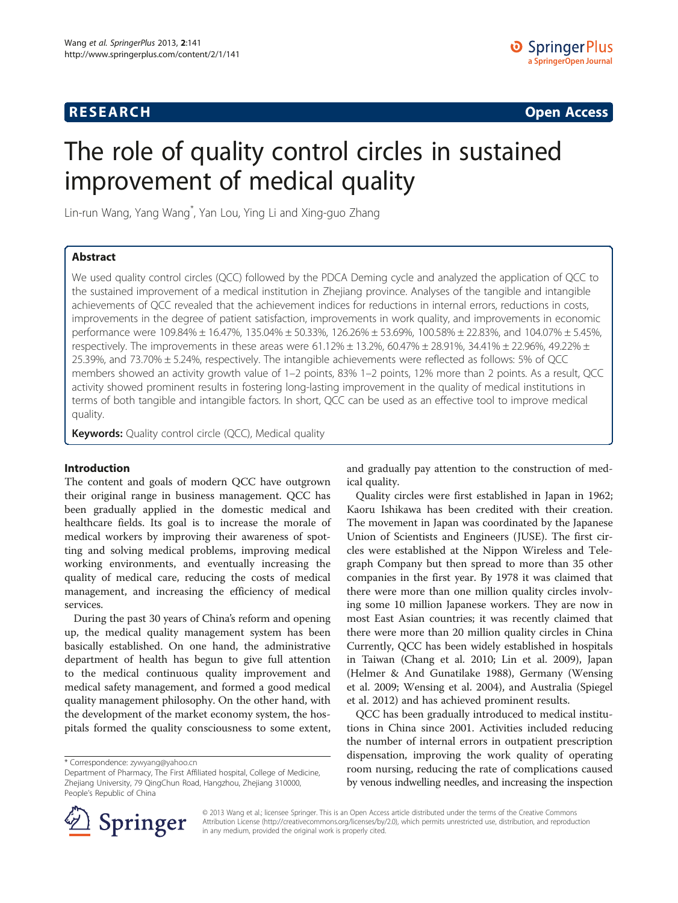**RESEARCH** **Open Access**

# The role of quality control circles in sustained improvement of medical quality

Lin-run Wang, Yang Wang*, Yan Lou, Ying Li and Xing-guo Zhang

## Abstract

We used quality control circles (QCC) followed by the PDCA Deming cycle and analyzed the application of QCC to the sustained improvement of a medical institution in Zhejiang province. Analyses of the tangible and intangible achievements of QCC revealed that the achievement indices for reductions in internal errors, reductions in costs, improvements in the degree of patient satisfaction, improvements in work quality, and improvements in economic performance were 109.84% ± 16.47%, 135.04% ± 50.33%, 126.26% ± 53.69%, 100.58% ± 22.83%, and 104.07% ± 5.45%, respectively. The improvements in these areas were 61.12% ± 13.2%, 60.47% ± 28.91%, 34.41% ± 22.96%, 49.22% ± 25.39%, and 73.70% ± 5.24%, respectively. The intangible achievements were reflected as follows: 5% of QCC members showed an activity growth value of 1–2 points, 83% 1–2 points, 12% more than 2 points. As a result, QCC activity showed prominent results in fostering long-lasting improvement in the quality of medical institutions in terms of both tangible and intangible factors. In short, QCC can be used as an effective tool to improve medical quality.

**Keywords:** Quality control circle (QCC), Medical quality

## Introduction

The content and goals of modern QCC have outgrown their original range in business management. QCC has been gradually applied in the domestic medical and healthcare fields. Its goal is to increase the morale of medical workers by improving their awareness of spotting and solving medical problems, improving medical working environments, and eventually increasing the quality of medical care, reducing the costs of medical management, and increasing the efficiency of medical services.

During the past 30 years of China's reform and opening up, the medical quality management system has been basically established. On one hand, the administrative department of health has begun to give full attention to the medical continuous quality improvement and medical safety management, and formed a good medical quality management philosophy. On the other hand, with the development of the market economy system, the hospitals formed the quality consciousness to some extent, and gradually pay attention to the construction of medical quality.

Quality circles were first established in Japan in 1962; Kaoru Ishikawa has been credited with their creation. The movement in Japan was coordinated by the Japanese Union of Scientists and Engineers (JUSE). The first circles were established at the Nippon Wireless and Telegraph Company but then spread to more than 35 other companies in the first year. By 1978 it was claimed that there were more than one million quality circles involving some 10 million Japanese workers. They are now in most East Asian countries; it was recently claimed that there were more than 20 million quality circles in China Currently, QCC has been widely established in hospitals in Taiwan (Chang et al. 2010; Lin et al. 2009), Japan (Helmer & And Gunatilake 1988), Germany (Wensing et al. 2009; Wensing et al. 2004), and Australia (Spiegel et al. 2012) and has achieved prominent results.

QCC has been gradually introduced to medical institutions in China since 2001. Activities included reducing the number of internal errors in outpatient prescription dispensation, improving the work quality of operating room nursing, reducing the rate of complications caused by venous indwelling needles, and increasing the inspection

\* Correspondence: zywyang@yahoo.cn
Department of Pharmacy, The First Affiliated hospital, College of Medicine, Zhejiang University, 79 QingChun Road, Hangzhou, Zhejiang 310000, People's Republic of China

© 2013 Wang et al.; licensee Springer. This is an Open Access article distributed under the terms of the Creative Commons Attribution License (http://creativecommons.org/licenses/by/2.0), which permits unrestricted use, distribution, and reproduction in any medium, provided the original work is properly cited.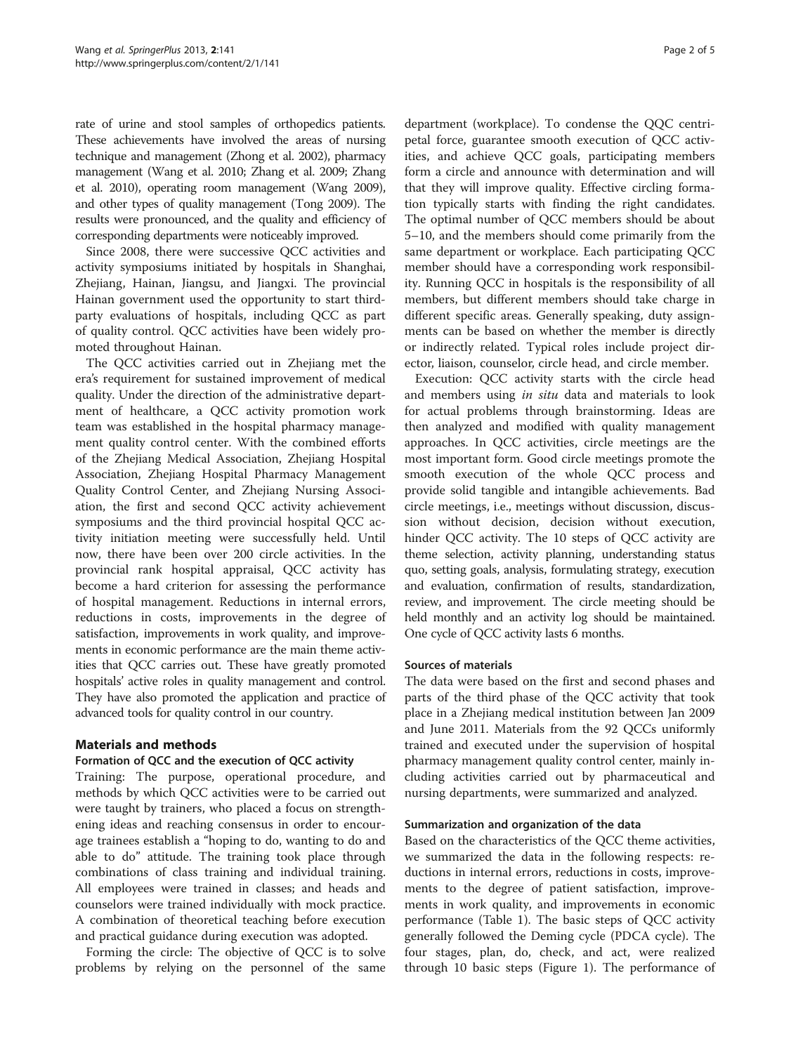rate of urine and stool samples of orthopedics patients. These achievements have involved the areas of nursing technique and management (Zhong et al. 2002), pharmacy management (Wang et al. 2010; Zhang et al. 2009; Zhang et al. 2010), operating room management (Wang 2009), and other types of quality management (Tong 2009). The results were pronounced, and the quality and efficiency of corresponding departments were noticeably improved.

Since 2008, there were successive QCC activities and activity symposiums initiated by hospitals in Shanghai, Zhejiang, Hainan, Jiangsu, and Jiangxi. The provincial Hainan government used the opportunity to start third-party evaluations of hospitals, including QCC as part of quality control. QCC activities have been widely promoted throughout Hainan.

The QCC activities carried out in Zhejiang met the era's requirement for sustained improvement of medical quality. Under the direction of the administrative department of healthcare, a QCC activity promotion work team was established in the hospital pharmacy management quality control center. With the combined efforts of the Zhejiang Medical Association, Zhejiang Hospital Association, Zhejiang Hospital Pharmacy Management Quality Control Center, and Zhejiang Nursing Association, the first and second QCC activity achievement symposiums and the third provincial hospital QCC activity initiation meeting were successfully held. Until now, there have been over 200 circle activities. In the provincial rank hospital appraisal, QCC activity has become a hard criterion for assessing the performance of hospital management. Reductions in internal errors, reductions in costs, improvements in the degree of satisfaction, improvements in work quality, and improvements in economic performance are the main theme activities that QCC carries out. These have greatly promoted hospitals' active roles in quality management and control. They have also promoted the application and practice of advanced tools for quality control in our country.

## Materials and methods

### Formation of QCC and the execution of QCC activity

Training: The purpose, operational procedure, and methods by which QCC activities were to be carried out were taught by trainers, who placed a focus on strengthening ideas and reaching consensus in order to encourage trainees establish a "hoping to do, wanting to do and able to do" attitude. The training took place through combinations of class training and individual training. All employees were trained in classes; and heads and counselors were trained individually with mock practice. A combination of theoretical teaching before execution and practical guidance during execution was adopted.

Forming the circle: The objective of QCC is to solve problems by relying on the personnel of the same department (workplace). To condense the QQC centripetal force, guarantee smooth execution of QCC activities, and achieve QCC goals, participating members form a circle and announce with determination and will that they will improve quality. Effective circling formation typically starts with finding the right candidates. The optimal number of QCC members should be about 5–10, and the members should come primarily from the same department or workplace. Each participating QCC member should have a corresponding work responsibility. Running QCC in hospitals is the responsibility of all members, but different members should take charge in different specific areas. Generally speaking, duty assignments can be based on whether the member is directly or indirectly related. Typical roles include project director, liaison, counselor, circle head, and circle member.

Execution: QCC activity starts with the circle head and members using *in situ* data and materials to look for actual problems through brainstorming. Ideas are then analyzed and modified with quality management approaches. In QCC activities, circle meetings are the most important form. Good circle meetings promote the smooth execution of the whole QCC process and provide solid tangible and intangible achievements. Bad circle meetings, i.e., meetings without discussion, discussion without decision, decision without execution, hinder QCC activity. The 10 steps of QCC activity are theme selection, activity planning, understanding status quo, setting goals, analysis, formulating strategy, execution and evaluation, confirmation of results, standardization, review, and improvement. The circle meeting should be held monthly and an activity log should be maintained. One cycle of QCC activity lasts 6 months.

### Sources of materials

The data were based on the first and second phases and parts of the third phase of the QCC activity that took place in a Zhejiang medical institution between Jan 2009 and June 2011. Materials from the 92 QCCs uniformly trained and executed under the supervision of hospital pharmacy management quality control center, mainly including activities carried out by pharmaceutical and nursing departments, were summarized and analyzed.

### Summarization and organization of the data

Based on the characteristics of the QCC theme activities, we summarized the data in the following respects: reductions in internal errors, reductions in costs, improvements to the degree of patient satisfaction, improvements in work quality, and improvements in economic performance (Table 1). The basic steps of QCC activity generally followed the Deming cycle (PDCA cycle). The four stages, plan, do, check, and act, were realized through 10 basic steps (Figure 1). The performance of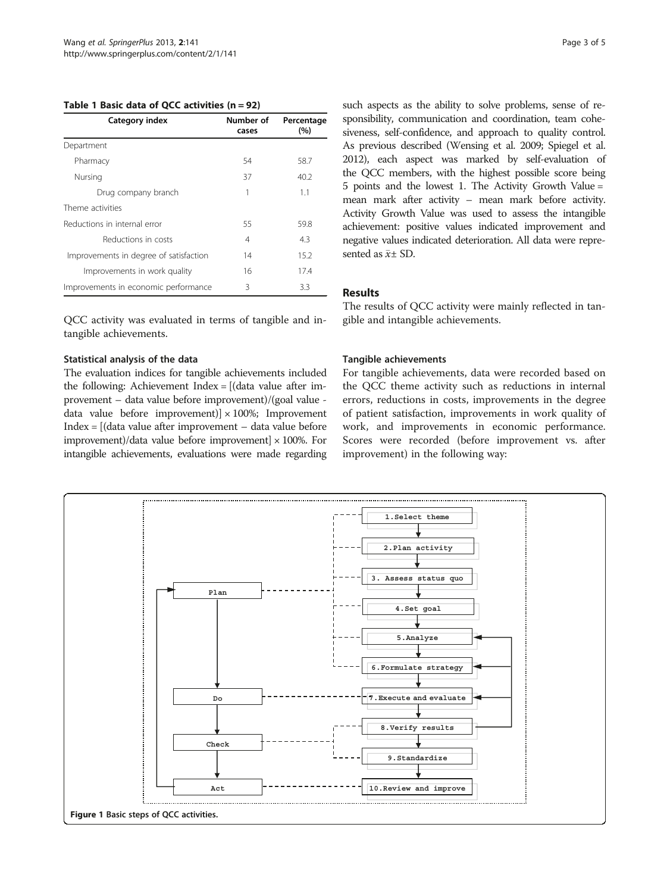**Table 1 Basic data of QCC activities (n = 92)**

| Category index | Number of cases | Percentage (%) |
|---|---|---|
| Department | | |
| Pharmacy | 54 | 58.7 |
| Nursing | 37 | 40.2 |
| Drug company branch | 1 | 1.1 |
| Theme activities | | |
| Reductions in internal error | 55 | 59.8 |
| Reductions in costs | 4 | 4.3 |
| Improvements in degree of satisfaction | 14 | 15.2 |
| Improvements in work quality | 16 | 17.4 |
| Improvements in economic performance | 3 | 3.3 |

QCC activity was evaluated in terms of tangible and intangible achievements.

### Statistical analysis of the data

The evaluation indices for tangible achievements included the following: Achievement Index = [(data value after improvement – data value before improvement)/(goal value - data value before improvement)] × 100%; Improvement Index = [(data value after improvement – data value before improvement)/data value before improvement] × 100%. For intangible achievements, evaluations were made regarding such aspects as the ability to solve problems, sense of responsibility, communication and coordination, team cohesiveness, self-confidence, and approach to quality control. As previous described (Wensing et al. 2009; Spiegel et al. 2012), each aspect was marked by self-evaluation of the QCC members, with the highest possible score being 5 points and the lowest 1. The Activity Growth Value = mean mark after activity – mean mark before activity. Activity Growth Value was used to assess the intangible achievement: positive values indicated improvement and negative values indicated deterioration. All data were represented as $\bar{x}\pm$ SD.

## Results

The results of QCC activity were mainly reflected in tangible and intangible achievements.

### Tangible achievements

For tangible achievements, data were recorded based on the QCC theme activity such as reductions in internal errors, reductions in costs, improvements in the degree of patient satisfaction, improvements in work quality of work, and improvements in economic performance. Scores were recorded (before improvement vs. after improvement) in the following way:

**Figure 1 Basic steps of QCC activities.**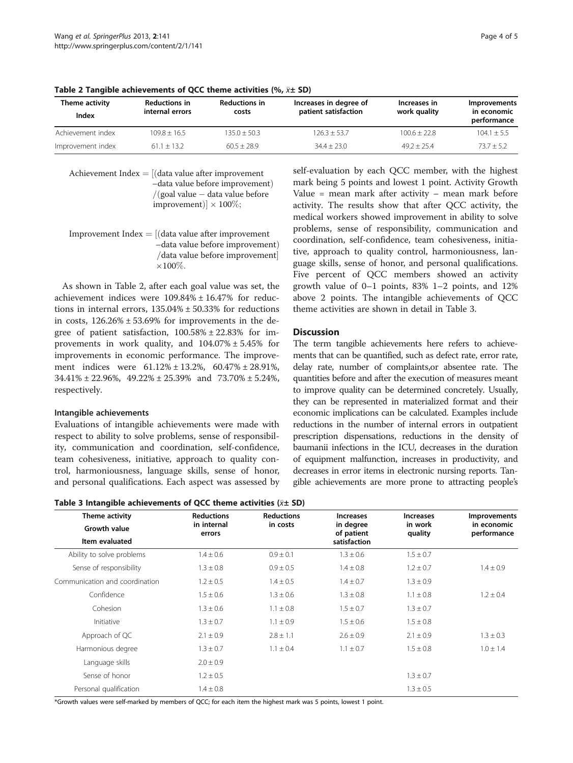**Table 2 Tangible achievements of QCC theme activities (%, $\bar{x}\pm$ SD)**

| Theme activity Index | Reductions in internal errors | Reductions in costs | Increases in degree of patient satisfaction | Increases in work quality | Improvements in economic performance |
|---|---|---|---|---|---|
| Achievement index | 109.8 ± 16.5 | 135.0 ± 50.3 | 126.3 ± 53.7 | 100.6 ± 22.8 | 104.1 ± 5.5 |
| Improvement index | 61.1 ± 13.2 | 60.5 ± 28.9 | 34.4 ± 23.0 | 49.2 ± 25.4 | 73.7 ± 5.2 |

$$\text{Achievement Index} = [(\text{data value after improvement} - \text{data value before improvement}) / (\text{goal value} - \text{data value before improvement})] \times 100\%;$$

$$\text{Improvement Index} = [(\text{data value after improvement} - \text{data value before improvement}) / \text{data value before improvement}] \times 100\%.$$

As shown in Table 2, after each goal value was set, the achievement indices were 109.84% ± 16.47% for reductions in internal errors, 135.04% ± 50.33% for reductions in costs, 126.26% ± 53.69% for improvements in the degree of patient satisfaction, 100.58% ± 22.83% for improvements in work quality, and 104.07% ± 5.45% for improvements in economic performance. The improvement indices were 61.12% ± 13.2%, 60.47% ± 28.91%, 34.41% ± 22.96%, 49.22% ± 25.39% and 73.70% ± 5.24%, respectively.

#### Intangible achievements

Evaluations of intangible achievements were made with respect to ability to solve problems, sense of responsibility, communication and coordination, self-confidence, team cohesiveness, initiative, approach to quality control, harmoniousness, language skills, sense of honor, and personal qualifications. Each aspect was assessed by self-evaluation by each QCC member, with the highest mark being 5 points and lowest 1 point. Activity Growth Value = mean mark after activity – mean mark before activity. The results show that after QCC activity, the medical workers showed improvement in ability to solve problems, sense of responsibility, communication and coordination, self-confidence, team cohesiveness, initiative, approach to quality control, harmoniousness, language skills, sense of honor, and personal qualifications. Five percent of QCC members showed an activity growth value of 0–1 points, 83% 1–2 points, and 12% above 2 points. The intangible achievements of QCC theme activities are shown in detail in Table 3.

### Discussion

The term tangible achievements here refers to achievements that can be quantified, such as defect rate, error rate, delay rate, number of complaints,or absentee rate. The quantities before and after the execution of measures meant to improve quality can be determined concretely. Usually, they can be represented in materialized format and their economic implications can be calculated. Examples include reductions in the number of internal errors in outpatient prescription dispensations, reductions in the density of baumanii infections in the ICU, decreases in the duration of equipment malfunction, increases in productivity, and decreases in error items in electronic nursing reports. Tangible achievements are more prone to attracting people's

**Table 3 Intangible achievements of QCC theme activities ($\bar{x}\pm$ SD)**

| Theme activity Growth value Item evaluated | Reductions in internal errors | Reductions in costs | Increases in degree of patient satisfaction | Increases in work quality | Improvements in economic performance |
|---|---|---|---|---|---|
| Ability to solve problems | 1.4 ± 0.6 | 0.9 ± 0.1 | 1.3 ± 0.6 | 1.5 ± 0.7 | |
| Sense of responsibility | 1.3 ± 0.8 | 0.9 ± 0.5 | 1.4 ± 0.8 | 1.2 ± 0.7 | 1.4 ± 0.9 |
| Communication and coordination | 1.2 ± 0.5 | 1.4 ± 0.5 | 1.4 ± 0.7 | 1.3 ± 0.9 | |
| Confidence | 1.5 ± 0.6 | 1.3 ± 0.6 | 1.3 ± 0.8 | 1.1 ± 0.8 | 1.2 ± 0.4 |
| Cohesion | 1.3 ± 0.6 | 1.1 ± 0.8 | 1.5 ± 0.7 | 1.3 ± 0.7 | |
| Initiative | 1.3 ± 0.7 | 1.1 ± 0.9 | 1.5 ± 0.6 | 1.5 ± 0.8 | |
| Approach of QC | 2.1 ± 0.9 | 2.8 ± 1.1 | 2.6 ± 0.9 | 2.1 ± 0.9 | 1.3 ± 0.3 |
| Harmonious degree | 1.3 ± 0.7 | 1.1 ± 0.4 | 1.1 ± 0.7 | 1.5 ± 0.8 | 1.0 ± 1.4 |
| Language skills | 2.0 ± 0.9 | | | | |
| Sense of honor | 1.2 ± 0.5 | | | 1.3 ± 0.7 | |
| Personal qualification | 1.4 ± 0.8 | | | 1.3 ± 0.5 | |

*Growth values were self-marked by members of QCC; for each item the highest mark was 5 points, lowest 1 point.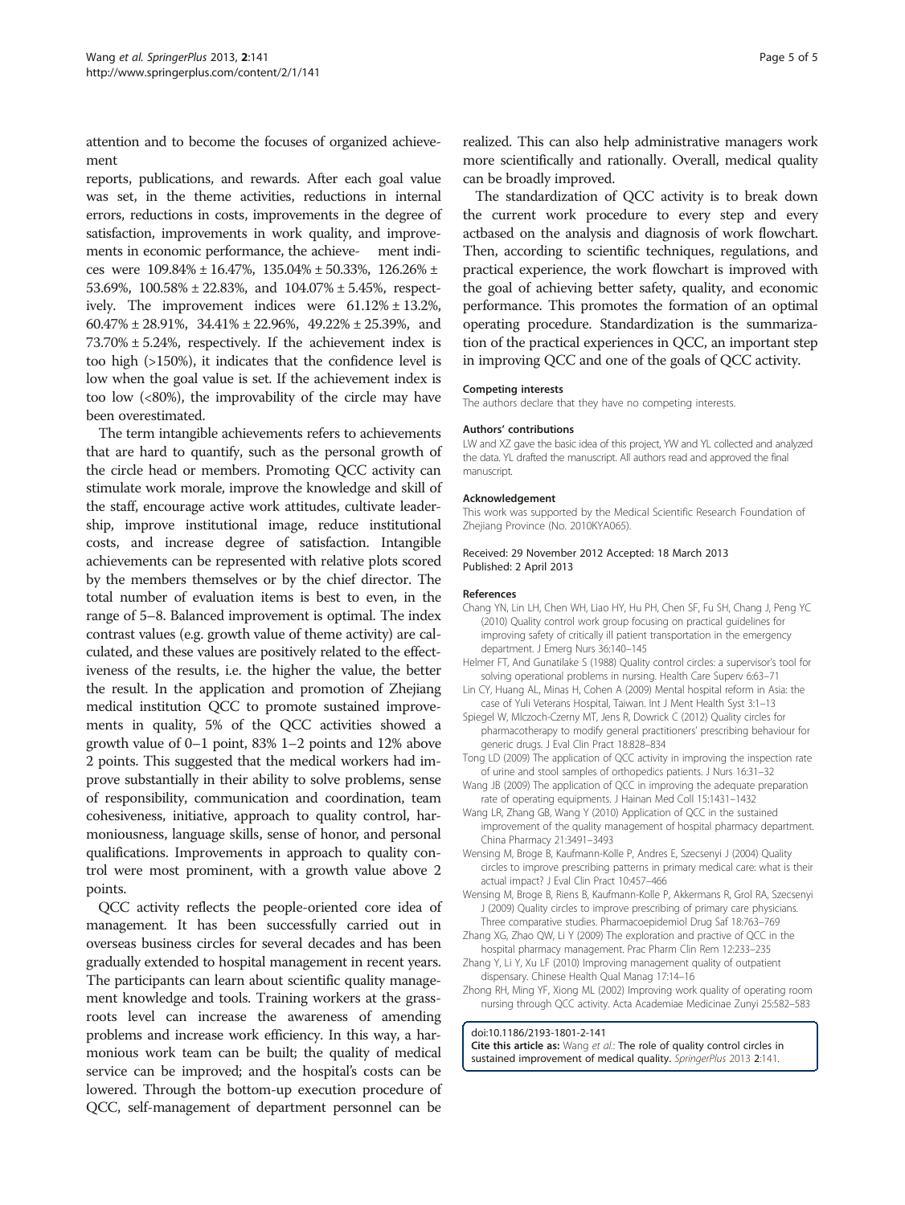attention and to become the focuses of organized achievement reports, publications, and rewards. After each goal value was set, in the theme activities, reductions in internal errors, reductions in costs, improvements in the degree of satisfaction, improvements in work quality, and improvements in economic performance, the achievement indices were 109.84% ± 16.47%, 135.04% ± 50.33%, 126.26% ± 53.69%, 100.58% ± 22.83%, and 104.07% ± 5.45%, respectively. The improvement indices were 61.12% ± 13.2%, 60.47% ± 28.91%, 34.41% ± 22.96%, 49.22% ± 25.39%, and 73.70% ± 5.24%, respectively. If the achievement index is too high (>150%), it indicates that the confidence level is low when the goal value is set. If the achievement index is too low (<80%), the improvability of the circle may have been overestimated.

The term intangible achievements refers to achievements that are hard to quantify, such as the personal growth of the circle head or members. Promoting QCC activity can stimulate work morale, improve the knowledge and skill of the staff, encourage active work attitudes, cultivate leadership, improve institutional image, reduce institutional costs, and increase degree of satisfaction. Intangible achievements can be represented with relative plots scored by the members themselves or by the chief director. The total number of evaluation items is best to even, in the range of 5–8. Balanced improvement is optimal. The index contrast values (e.g. growth value of theme activity) are calculated, and these values are positively related to the effectiveness of the results, i.e. the higher the value, the better the result. In the application and promotion of Zhejiang medical institution QCC to promote sustained improvements in quality, 5% of the QCC activities showed a growth value of 0–1 point, 83% 1–2 points and 12% above 2 points. This suggested that the medical workers had improve substantially in their ability to solve problems, sense of responsibility, communication and coordination, team cohesiveness, initiative, approach to quality control, harmoniousness, language skills, sense of honor, and personal qualifications. Improvements in approach to quality control were most prominent, with a growth value above 2 points.

QCC activity reflects the people-oriented core idea of management. It has been successfully carried out in overseas business circles for several decades and has been gradually extended to hospital management in recent years. The participants can learn about scientific quality management knowledge and tools. Training workers at the grassroots level can increase the awareness of amending problems and increase work efficiency. In this way, a harmonious work team can be built; the quality of medical service can be improved; and the hospital's costs can be lowered. Through the bottom-up execution procedure of QCC, self-management of department personnel can be realized. This can also help administrative managers work more scientifically and rationally. Overall, medical quality can be broadly improved.

The standardization of QCC activity is to break down the current work procedure to every step and every actbased on the analysis and diagnosis of work flowchart. Then, according to scientific techniques, regulations, and practical experience, the work flowchart is improved with the goal of achieving better safety, quality, and economic performance. This promotes the formation of an optimal operating procedure. Standardization is the summarization of the practical experiences in QCC, an important step in improving QCC and one of the goals of QCC activity.

#### Competing interests

The authors declare that they have no competing interests.

#### Authors' contributions

LW and XZ gave the basic idea of this project, YW and YL collected and analyzed the data. YL drafted the manuscript. All authors read and approved the final manuscript.

#### Acknowledgement

This work was supported by the Medical Scientific Research Foundation of Zhejiang Province (No. 2010KYA065).

Received: 29 November 2012 Accepted: 18 March 2013
Published: 2 April 2013

#### References

Chang YN, Lin LH, Chen WH, Liao HY, Hu PH, Chen SF, Fu SH, Chang J, Peng YC (2010) Quality control work group focusing on practical guidelines for improving safety of critically ill patient transportation in the emergency department. J Emerg Nurs 36:140–145

Helmer FT, And Gunatilake S (1988) Quality control circles: a supervisor's tool for solving operational problems in nursing. Health Care Superv 6:63–71

Lin CY, Huang AL, Minas H, Cohen A (2009) Mental hospital reform in Asia: the case of Yuli Veterans Hospital, Taiwan. Int J Ment Health Syst 3:1–13

Spiegel W, Mlczoch-Czerny MT, Jens R, Dowrick C (2012) Quality circles for pharmacotherapy to modify general practitioners' prescribing behaviour for generic drugs. J Eval Clin Pract 18:828–834

Tong LD (2009) The application of QCC activity in improving the inspection rate of urine and stool samples of orthopedics patients. J Nurs 16:31–32

Wang JB (2009) The application of QCC in improving the adequate preparation rate of operating equipments. J Hainan Med Coll 15:1431–1432

Wang LR, Zhang GB, Wang Y (2010) Application of QCC in the sustained improvement of the quality management of hospital pharmacy department. China Pharmacy 21:3491–3493

Wensing M, Broge B, Kaufmann-Kolle P, Andres E, Szecsenyi J (2004) Quality circles to improve prescribing patterns in primary medical care: what is their actual impact? J Eval Clin Pract 10:457–466

Wensing M, Broge B, Riens B, Kaufmann-Kolle P, Akkermans R, Grol RA, Szecsenyi J (2009) Quality circles to improve prescribing of primary care physicians. Three comparative studies. Pharmacoepidemiol Drug Saf 18:763–769

Zhang XG, Zhao QW, Li Y (2009) The exploration and practive of QCC in the hospital pharmacy management. Prac Pharm Clin Rem 12:233–235

Zhang Y, Li Y, Xu LF (2010) Improving management quality of outpatient dispensary. Chinese Health Qual Manag 17:14–16

Zhong RH, Ming YF, Xiong ML (2002) Improving work quality of operating room nursing through QCC activity. Acta Academiae Medicinae Zunyi 25:582–583

doi:10.1186/2193-1801-2-141

**Cite this article as:** Wang *et al.*: The role of quality control circles in sustained improvement of medical quality. *SpringerPlus* 2013 **2**:141.